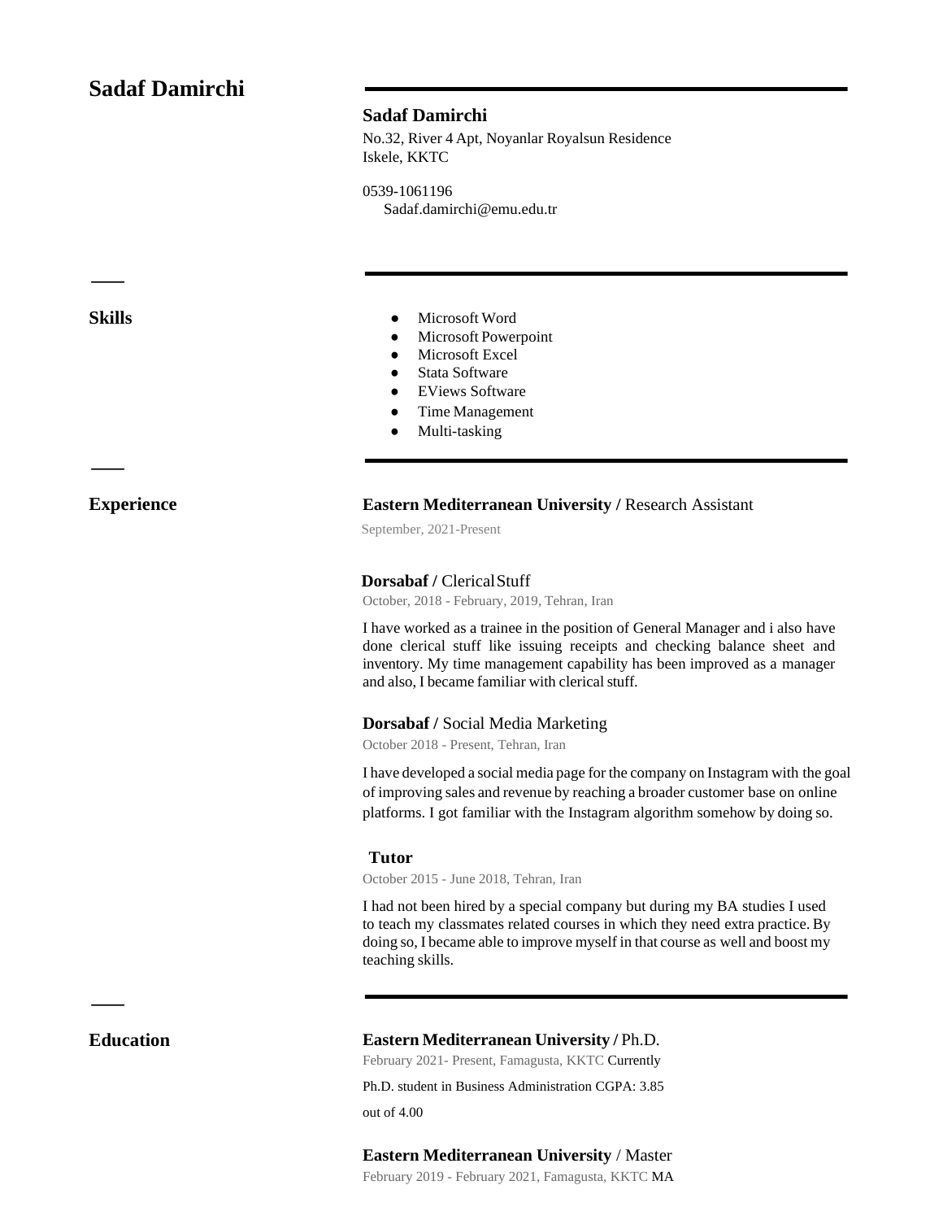# Sadaf Damirchi

**Sadaf Damirchi**

No.32, River 4 Apt, Noyanlar Royalsun Residence
Iskele, KKTC

0539-1061196
Sadaf.damirchi@emu.edu.tr

## Skills

- Microsoft Word
- Microsoft Powerpoint
- Microsoft Excel
- Stata Software
- EViews Software
- Time Management
- Multi-tasking

## Experience

**Eastern Mediterranean University /** Research Assistant

September, 2021-Present

**Dorsabaf /** Clerical Stuff

October, 2018 - February, 2019, Tehran, Iran

I have worked as a trainee in the position of General Manager and i also have done clerical stuff like issuing receipts and checking balance sheet and inventory. My time management capability has been improved as a manager and also, I became familiar with clerical stuff.

**Dorsabaf /** Social Media Marketing

October 2018 - Present, Tehran, Iran

I have developed a social media page for the company on Instagram with the goal of improving sales and revenue by reaching a broader customer base on online platforms. I got familiar with the Instagram algorithm somehow by doing so.

**Tutor**

October 2015 - June 2018, Tehran, Iran

I had not been hired by a special company but during my BA studies I used to teach my classmates related courses in which they need extra practice. By doing so, I became able to improve myself in that course as well and boost my teaching skills.

## Education

**Eastern Mediterranean University /** Ph.D.

February 2021- Present, Famagusta, KKTC Currently

Ph.D. student in Business Administration CGPA: 3.85

out of 4.00

**Eastern Mediterranean University** / Master

February 2019 - February 2021, Famagusta, KKTC MA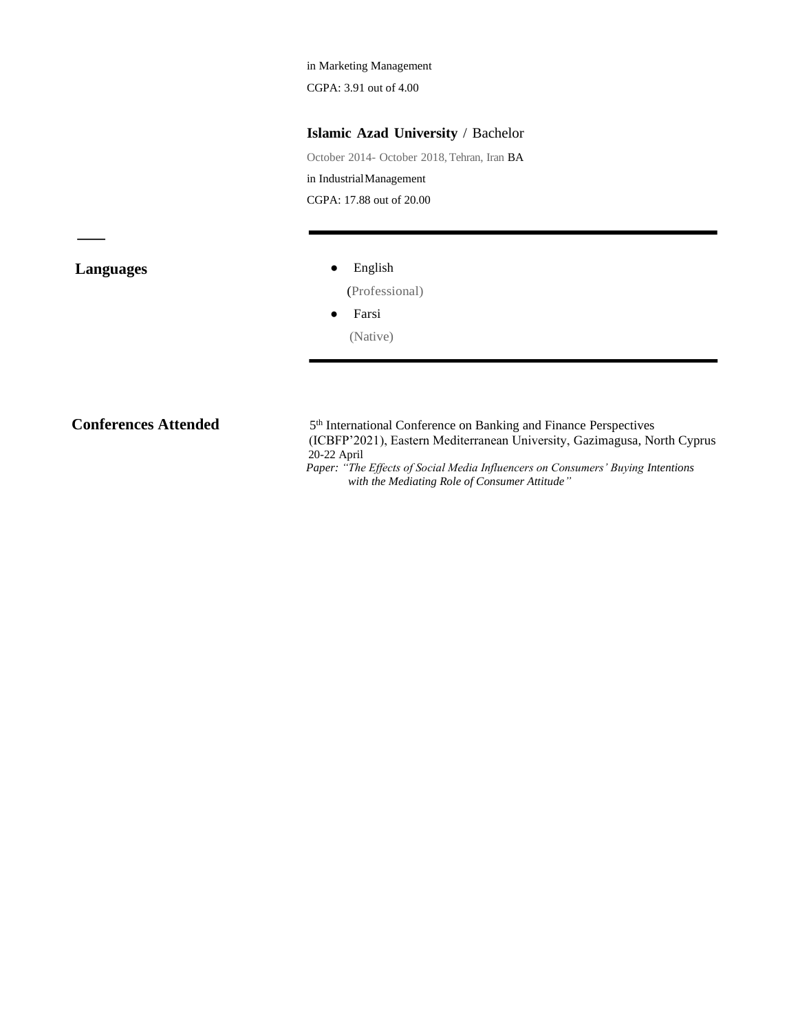in Marketing Management

CGPA: 3.91 out of 4.00

**Islamic Azad University** / Bachelor

October 2014- October 2018, Tehran, Iran BA

in Industrial Management

CGPA: 17.88 out of 20.00

---

## Languages

- English
  (Professional)
- Farsi
  (Native)

---

## Conferences Attended

5th International Conference on Banking and Finance Perspectives (ICBFP'2021), Eastern Mediterranean University, Gazimagusa, North Cyprus

20-22 April

*Paper: "The Effects of Social Media Influencers on Consumers' Buying Intentions with the Mediating Role of Consumer Attitude"*